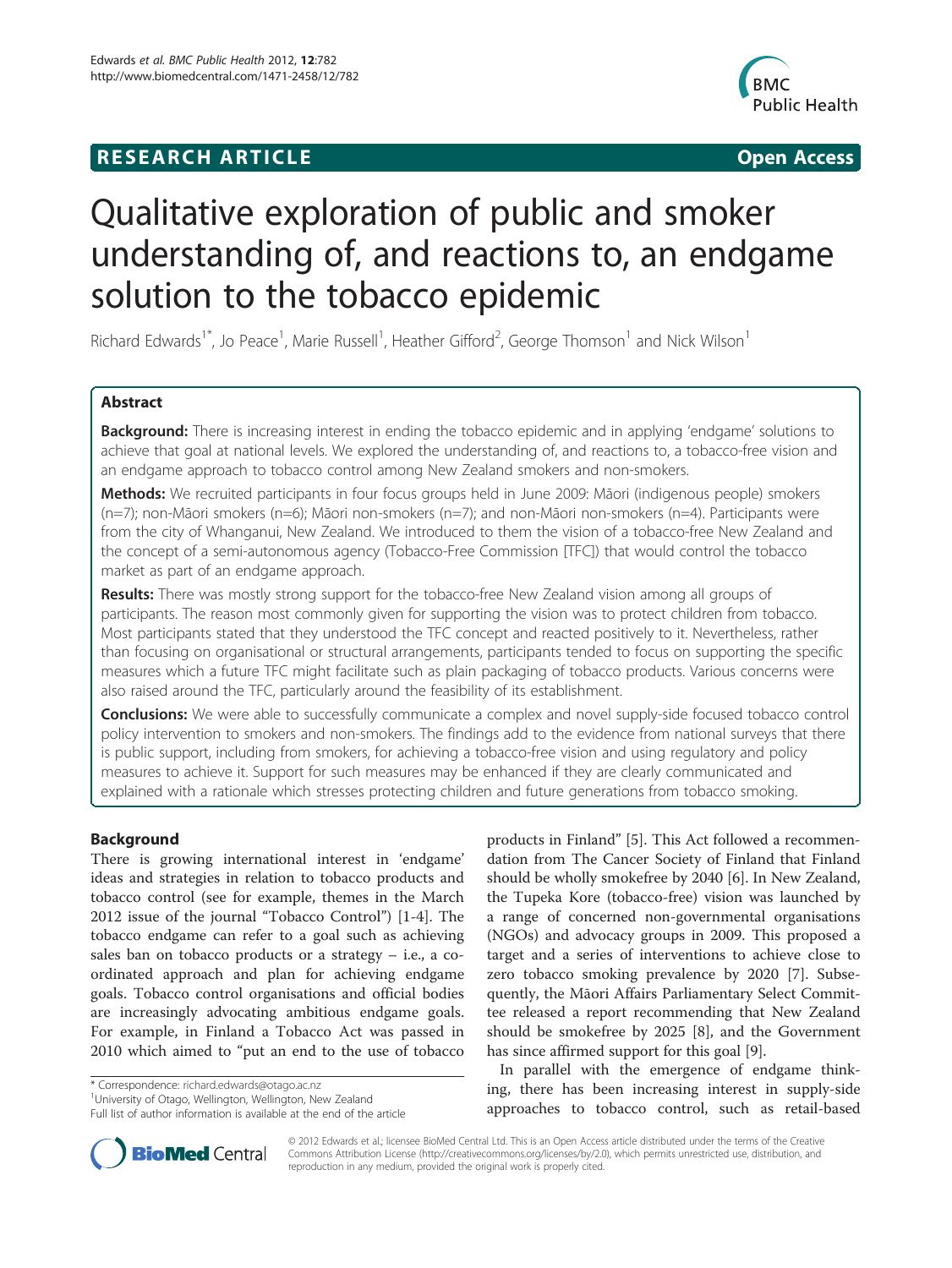RESEARCH ARTICLE Open Access

# Qualitative exploration of public and smoker understanding of, and reactions to, an endgame solution to the tobacco epidemic

Richard Edwards[1*], Jo Peace[1], Marie Russell[1], Heather Gifford[2], George Thomson[1] and Nick Wilson[1]

## Abstract

**Background:** There is increasing interest in ending the tobacco epidemic and in applying 'endgame' solutions to achieve that goal at national levels. We explored the understanding of, and reactions to, a tobacco-free vision and an endgame approach to tobacco control among New Zealand smokers and non-smokers.

**Methods:** We recruited participants in four focus groups held in June 2009: Māori (indigenous people) smokers (n=7); non-Māori smokers (n=6); Māori non-smokers (n=7); and non-Māori non-smokers (n=4). Participants were from the city of Whanganui, New Zealand. We introduced to them the vision of a tobacco-free New Zealand and the concept of a semi-autonomous agency (Tobacco-Free Commission [TFC]) that would control the tobacco market as part of an endgame approach.

**Results:** There was mostly strong support for the tobacco-free New Zealand vision among all groups of participants. The reason most commonly given for supporting the vision was to protect children from tobacco. Most participants stated that they understood the TFC concept and reacted positively to it. Nevertheless, rather than focusing on organisational or structural arrangements, participants tended to focus on supporting the specific measures which a future TFC might facilitate such as plain packaging of tobacco products. Various concerns were also raised around the TFC, particularly around the feasibility of its establishment.

**Conclusions:** We were able to successfully communicate a complex and novel supply-side focused tobacco control policy intervention to smokers and non-smokers. The findings add to the evidence from national surveys that there is public support, including from smokers, for achieving a tobacco-free vision and using regulatory and policy measures to achieve it. Support for such measures may be enhanced if they are clearly communicated and explained with a rationale which stresses protecting children and future generations from tobacco smoking.

## Background

There is growing international interest in 'endgame' ideas and strategies in relation to tobacco products and tobacco control (see for example, themes in the March 2012 issue of the journal "Tobacco Control") [1-4]. The tobacco endgame can refer to a goal such as achieving sales ban on tobacco products or a strategy – i.e., a co-ordinated approach and plan for achieving endgame goals. Tobacco control organisations and official bodies are increasingly advocating ambitious endgame goals. For example, in Finland a Tobacco Act was passed in 2010 which aimed to "put an end to the use of tobacco products in Finland" [5]. This Act followed a recommendation from The Cancer Society of Finland that Finland should be wholly smokefree by 2040 [6]. In New Zealand, the Tupeka Kore (tobacco-free) vision was launched by a range of concerned non-governmental organisations (NGOs) and advocacy groups in 2009. This proposed a target and a series of interventions to achieve close to zero tobacco smoking prevalence by 2020 [7]. Subsequently, the Māori Affairs Parliamentary Select Committee released a report recommending that New Zealand should be smokefree by 2025 [8], and the Government has since affirmed support for this goal [9].

In parallel with the emergence of endgame thinking, there has been increasing interest in supply-side approaches to tobacco control, such as retail-based

\* Correspondence: richard.edwards@otago.ac.nz
[1]University of Otago, Wellington, Wellington, New Zealand
Full list of author information is available at the end of the article

© 2012 Edwards et al.; licensee BioMed Central Ltd. This is an Open Access article distributed under the terms of the Creative Commons Attribution License (http://creativecommons.org/licenses/by/2.0), which permits unrestricted use, distribution, and reproduction in any medium, provided the original work is properly cited.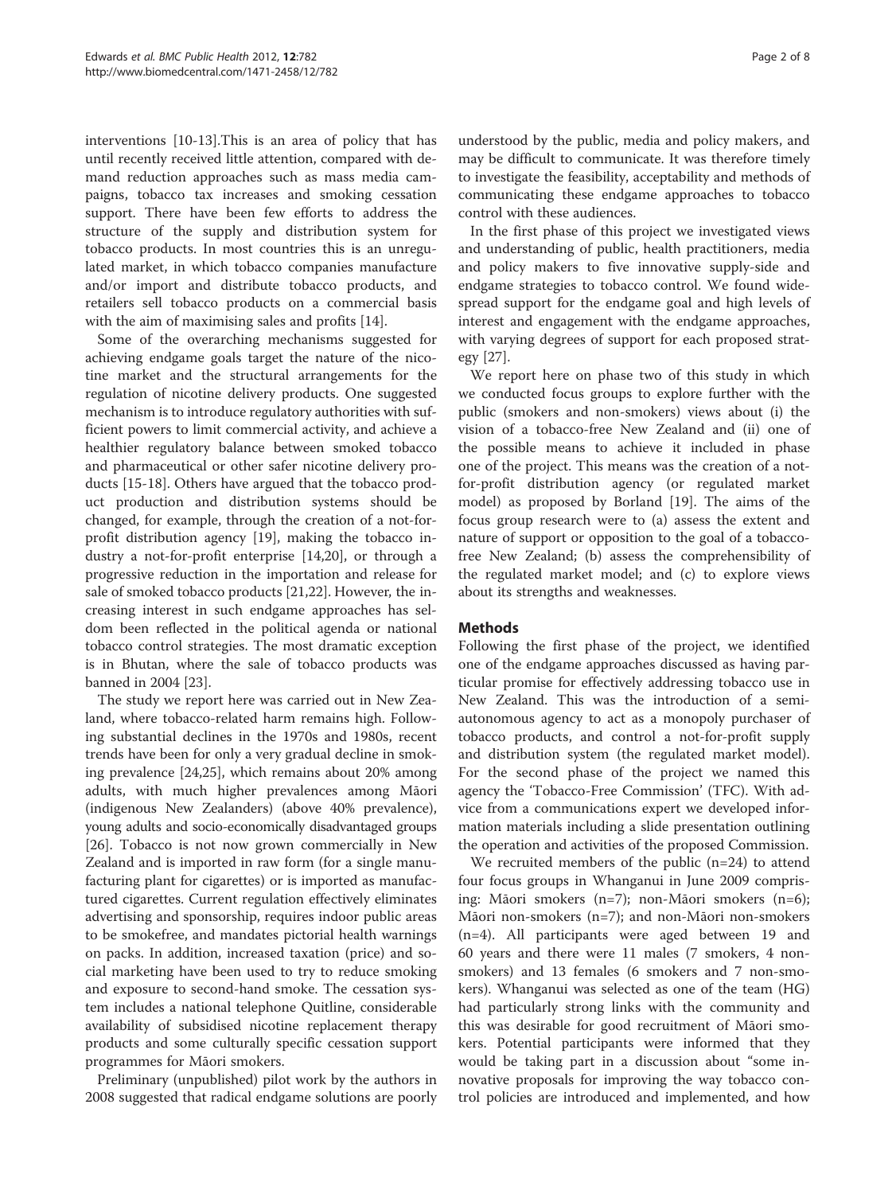interventions [10-13].This is an area of policy that has until recently received little attention, compared with demand reduction approaches such as mass media campaigns, tobacco tax increases and smoking cessation support. There have been few efforts to address the structure of the supply and distribution system for tobacco products. In most countries this is an unregulated market, in which tobacco companies manufacture and/or import and distribute tobacco products, and retailers sell tobacco products on a commercial basis with the aim of maximising sales and profits [14].

Some of the overarching mechanisms suggested for achieving endgame goals target the nature of the nicotine market and the structural arrangements for the regulation of nicotine delivery products. One suggested mechanism is to introduce regulatory authorities with sufficient powers to limit commercial activity, and achieve a healthier regulatory balance between smoked tobacco and pharmaceutical or other safer nicotine delivery products [15-18]. Others have argued that the tobacco product production and distribution systems should be changed, for example, through the creation of a not-for-profit distribution agency [19], making the tobacco industry a not-for-profit enterprise [14,20], or through a progressive reduction in the importation and release for sale of smoked tobacco products [21,22]. However, the increasing interest in such endgame approaches has seldom been reflected in the political agenda or national tobacco control strategies. The most dramatic exception is in Bhutan, where the sale of tobacco products was banned in 2004 [23].

The study we report here was carried out in New Zealand, where tobacco-related harm remains high. Following substantial declines in the 1970s and 1980s, recent trends have been for only a very gradual decline in smoking prevalence [24,25], which remains about 20% among adults, with much higher prevalences among Māori (indigenous New Zealanders) (above 40% prevalence), young adults and socio-economically disadvantaged groups [26]. Tobacco is not now grown commercially in New Zealand and is imported in raw form (for a single manufacturing plant for cigarettes) or is imported as manufactured cigarettes. Current regulation effectively eliminates advertising and sponsorship, requires indoor public areas to be smokefree, and mandates pictorial health warnings on packs. In addition, increased taxation (price) and social marketing have been used to try to reduce smoking and exposure to second-hand smoke. The cessation system includes a national telephone Quitline, considerable availability of subsidised nicotine replacement therapy products and some culturally specific cessation support programmes for Māori smokers.

Preliminary (unpublished) pilot work by the authors in 2008 suggested that radical endgame solutions are poorly understood by the public, media and policy makers, and may be difficult to communicate. It was therefore timely to investigate the feasibility, acceptability and methods of communicating these endgame approaches to tobacco control with these audiences.

In the first phase of this project we investigated views and understanding of public, health practitioners, media and policy makers to five innovative supply-side and endgame strategies to tobacco control. We found widespread support for the endgame goal and high levels of interest and engagement with the endgame approaches, with varying degrees of support for each proposed strategy [27].

We report here on phase two of this study in which we conducted focus groups to explore further with the public (smokers and non-smokers) views about (i) the vision of a tobacco-free New Zealand and (ii) one of the possible means to achieve it included in phase one of the project. This means was the creation of a not-for-profit distribution agency (or regulated market model) as proposed by Borland [19]. The aims of the focus group research were to (a) assess the extent and nature of support or opposition to the goal of a tobacco-free New Zealand; (b) assess the comprehensibility of the regulated market model; and (c) to explore views about its strengths and weaknesses.

## Methods

Following the first phase of the project, we identified one of the endgame approaches discussed as having particular promise for effectively addressing tobacco use in New Zealand. This was the introduction of a semi-autonomous agency to act as a monopoly purchaser of tobacco products, and control a not-for-profit supply and distribution system (the regulated market model). For the second phase of the project we named this agency the 'Tobacco-Free Commission' (TFC). With advice from a communications expert we developed information materials including a slide presentation outlining the operation and activities of the proposed Commission.

We recruited members of the public (n=24) to attend four focus groups in Whanganui in June 2009 comprising: Māori smokers (n=7); non-Māori smokers (n=6); Māori non-smokers (n=7); and non-Māori non-smokers (n=4). All participants were aged between 19 and 60 years and there were 11 males (7 smokers, 4 non-smokers) and 13 females (6 smokers and 7 non-smokers). Whanganui was selected as one of the team (HG) had particularly strong links with the community and this was desirable for good recruitment of Māori smokers. Potential participants were informed that they would be taking part in a discussion about "some innovative proposals for improving the way tobacco control policies are introduced and implemented, and how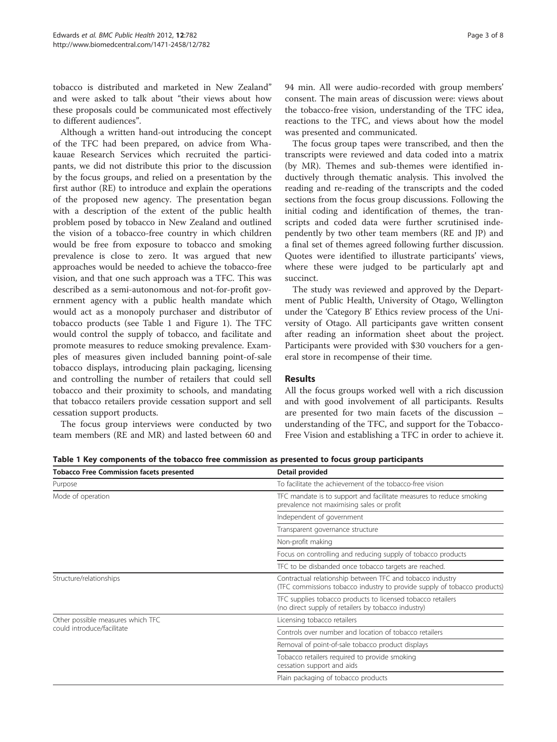tobacco is distributed and marketed in New Zealand" and were asked to talk about "their views about how these proposals could be communicated most effectively to different audiences".

Although a written hand-out introducing the concept of the TFC had been prepared, on advice from Whakauae Research Services which recruited the participants, we did not distribute this prior to the discussion by the focus groups, and relied on a presentation by the first author (RE) to introduce and explain the operations of the proposed new agency. The presentation began with a description of the extent of the public health problem posed by tobacco in New Zealand and outlined the vision of a tobacco-free country in which children would be free from exposure to tobacco and smoking prevalence is close to zero. It was argued that new approaches would be needed to achieve the tobacco-free vision, and that one such approach was a TFC. This was described as a semi-autonomous and not-for-profit government agency with a public health mandate which would act as a monopoly purchaser and distributor of tobacco products (see Table 1 and Figure 1). The TFC would control the supply of tobacco, and facilitate and promote measures to reduce smoking prevalence. Examples of measures given included banning point-of-sale tobacco displays, introducing plain packaging, licensing and controlling the number of retailers that could sell tobacco and their proximity to schools, and mandating that tobacco retailers provide cessation support and sell cessation support products.

The focus group interviews were conducted by two team members (RE and MR) and lasted between 60 and 94 min. All were audio-recorded with group members' consent. The main areas of discussion were: views about the tobacco-free vision, understanding of the TFC idea, reactions to the TFC, and views about how the model was presented and communicated.

The focus group tapes were transcribed, and then the transcripts were reviewed and data coded into a matrix (by MR). Themes and sub-themes were identified inductively through thematic analysis. This involved the reading and re-reading of the transcripts and the coded sections from the focus group discussions. Following the initial coding and identification of themes, the transcripts and coded data were further scrutinised independently by two other team members (RE and JP) and a final set of themes agreed following further discussion. Quotes were identified to illustrate participants' views, where these were judged to be particularly apt and succinct.

The study was reviewed and approved by the Department of Public Health, University of Otago, Wellington under the 'Category B' Ethics review process of the University of Otago. All participants gave written consent after reading an information sheet about the project. Participants were provided with $30 vouchers for a general store in recompense of their time.

## Results

All the focus groups worked well with a rich discussion and with good involvement of all participants. Results are presented for two main facets of the discussion – understanding of the TFC, and support for the Tobacco-Free Vision and establishing a TFC in order to achieve it.

**Table 1 Key components of the tobacco free commission as presented to focus group participants**

| Tobacco Free Commission facets presented | Detail provided |
|---|---|
| Purpose | To facilitate the achievement of the tobacco-free vision |
| Mode of operation | TFC mandate is to support and facilitate measures to reduce smoking prevalence not maximising sales or profit |
| | Independent of government |
| | Transparent governance structure |
| | Non-profit making |
| | Focus on controlling and reducing supply of tobacco products |
| | TFC to be disbanded once tobacco targets are reached. |
| Structure/relationships | Contractual relationship between TFC and tobacco industry (TFC commissions tobacco industry to provide supply of tobacco products) |
| | TFC supplies tobacco products to licensed tobacco retailers (no direct supply of retailers by tobacco industry) |
| Other possible measures which TFC could introduce/facilitate | Licensing tobacco retailers |
| | Controls over number and location of tobacco retailers |
| | Removal of point-of-sale tobacco product displays |
| | Tobacco retailers required to provide smoking cessation support and aids |
| | Plain packaging of tobacco products |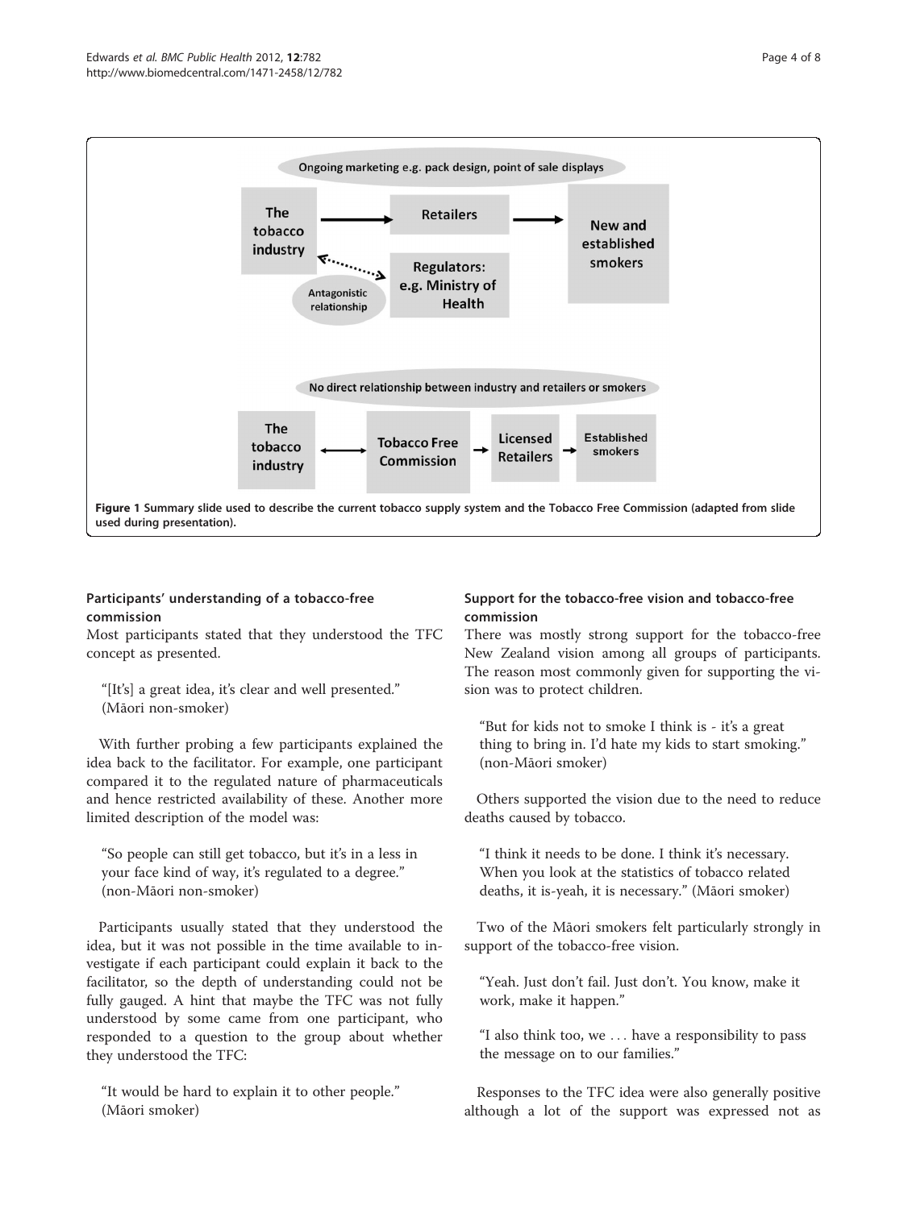Ongoing marketing e.g. pack design, point of sale displays

The tobacco industry

Retailers

New and established smokers

Regulators: e.g. Ministry of Health

Antagonistic relationship

No direct relationship between industry and retailers or smokers

The tobacco industry

Tobacco Free Commission

Licensed Retailers

Established smokers

**Figure 1 Summary slide used to describe the current tobacco supply system and the Tobacco Free Commission (adapted from slide used during presentation).**

### Participants' understanding of a tobacco-free commission

Most participants stated that they understood the TFC concept as presented.

> "[It's] a great idea, it's clear and well presented." (Māori non-smoker)

With further probing a few participants explained the idea back to the facilitator. For example, one participant compared it to the regulated nature of pharmaceuticals and hence restricted availability of these. Another more limited description of the model was:

> "So people can still get tobacco, but it's in a less in your face kind of way, it's regulated to a degree." (non-Māori non-smoker)

Participants usually stated that they understood the idea, but it was not possible in the time available to investigate if each participant could explain it back to the facilitator, so the depth of understanding could not be fully gauged. A hint that maybe the TFC was not fully understood by some came from one participant, who responded to a question to the group about whether they understood the TFC:

> "It would be hard to explain it to other people." (Māori smoker)

### Support for the tobacco-free vision and tobacco-free commission

There was mostly strong support for the tobacco-free New Zealand vision among all groups of participants. The reason most commonly given for supporting the vision was to protect children.

> "But for kids not to smoke I think is - it's a great thing to bring in. I'd hate my kids to start smoking." (non-Māori smoker)

Others supported the vision due to the need to reduce deaths caused by tobacco.

> "I think it needs to be done. I think it's necessary. When you look at the statistics of tobacco related deaths, it is-yeah, it is necessary." (Māori smoker)

Two of the Māori smokers felt particularly strongly in support of the tobacco-free vision.

> "Yeah. Just don't fail. Just don't. You know, make it work, make it happen."

> "I also think too, we . . . have a responsibility to pass the message on to our families."

Responses to the TFC idea were also generally positive although a lot of the support was expressed not as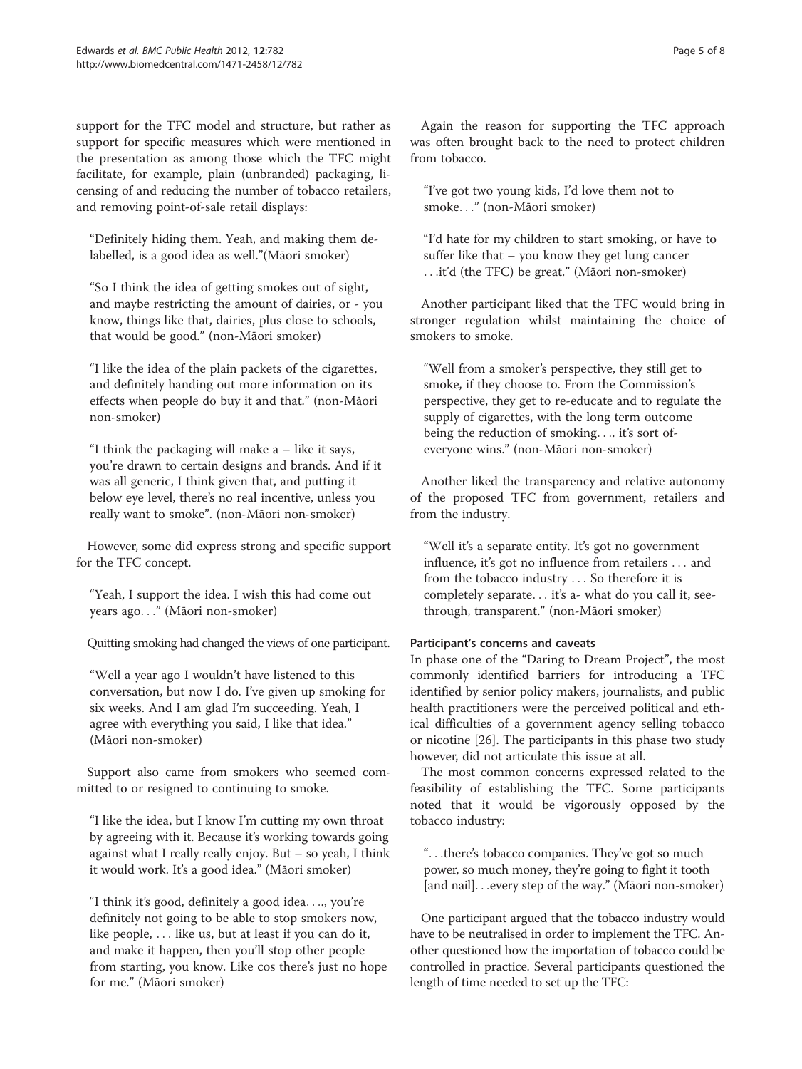support for the TFC model and structure, but rather as support for specific measures which were mentioned in the presentation as among those which the TFC might facilitate, for example, plain (unbranded) packaging, licensing of and reducing the number of tobacco retailers, and removing point-of-sale retail displays:

> "Definitely hiding them. Yeah, and making them de-labelled, is a good idea as well."(Māori smoker)

> "So I think the idea of getting smokes out of sight, and maybe restricting the amount of dairies, or - you know, things like that, dairies, plus close to schools, that would be good." (non-Māori smoker)

> "I like the idea of the plain packets of the cigarettes, and definitely handing out more information on its effects when people do buy it and that." (non-Māori non-smoker)

> "I think the packaging will make a – like it says, you're drawn to certain designs and brands. And if it was all generic, I think given that, and putting it below eye level, there's no real incentive, unless you really want to smoke". (non-Māori non-smoker)

However, some did express strong and specific support for the TFC concept.

> "Yeah, I support the idea. I wish this had come out years ago. . ." (Māori non-smoker)

Quitting smoking had changed the views of one participant.

> "Well a year ago I wouldn't have listened to this conversation, but now I do. I've given up smoking for six weeks. And I am glad I'm succeeding. Yeah, I agree with everything you said, I like that idea." (Māori non-smoker)

Support also came from smokers who seemed committed to or resigned to continuing to smoke.

> "I like the idea, but I know I'm cutting my own throat by agreeing with it. Because it's working towards going against what I really really enjoy. But – so yeah, I think it would work. It's a good idea." (Māori smoker)

> "I think it's good, definitely a good idea. . .., you're definitely not going to be able to stop smokers now, like people, . . . like us, but at least if you can do it, and make it happen, then you'll stop other people from starting, you know. Like cos there's just no hope for me." (Māori smoker)

Again the reason for supporting the TFC approach was often brought back to the need to protect children from tobacco.

> "I've got two young kids, I'd love them not to smoke. . ." (non-Māori smoker)

> "I'd hate for my children to start smoking, or have to suffer like that – you know they get lung cancer . . .it'd (the TFC) be great." (Māori non-smoker)

Another participant liked that the TFC would bring in stronger regulation whilst maintaining the choice of smokers to smoke.

> "Well from a smoker's perspective, they still get to smoke, if they choose to. From the Commission's perspective, they get to re-educate and to regulate the supply of cigarettes, with the long term outcome being the reduction of smoking. . .. it's sort of-everyone wins." (non-Māori non-smoker)

Another liked the transparency and relative autonomy of the proposed TFC from government, retailers and from the industry.

> "Well it's a separate entity. It's got no government influence, it's got no influence from retailers . . . and from the tobacco industry . . . So therefore it is completely separate. . . it's a- what do you call it, see-through, transparent." (non-Māori smoker)

#### Participant's concerns and caveats

In phase one of the "Daring to Dream Project", the most commonly identified barriers for introducing a TFC identified by senior policy makers, journalists, and public health practitioners were the perceived political and ethical difficulties of a government agency selling tobacco or nicotine [26]. The participants in this phase two study however, did not articulate this issue at all.

The most common concerns expressed related to the feasibility of establishing the TFC. Some participants noted that it would be vigorously opposed by the tobacco industry:

> ". . .there's tobacco companies. They've got so much power, so much money, they're going to fight it tooth [and nail]. . .every step of the way." (Māori non-smoker)

One participant argued that the tobacco industry would have to be neutralised in order to implement the TFC. Another questioned how the importation of tobacco could be controlled in practice. Several participants questioned the length of time needed to set up the TFC: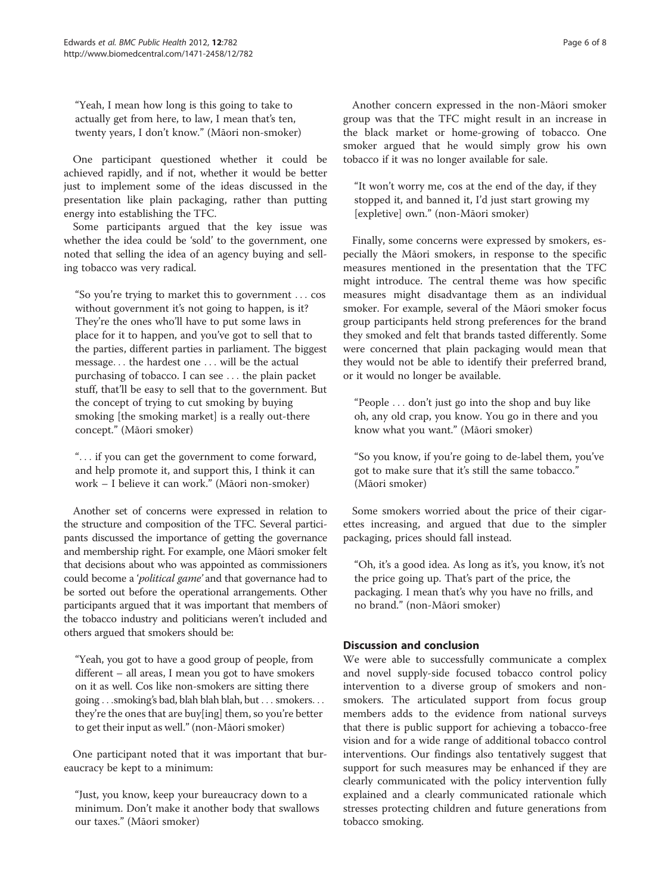"Yeah, I mean how long is this going to take to actually get from here, to law, I mean that's ten, twenty years, I don't know." (Māori non-smoker)

One participant questioned whether it could be achieved rapidly, and if not, whether it would be better just to implement some of the ideas discussed in the presentation like plain packaging, rather than putting energy into establishing the TFC.

Some participants argued that the key issue was whether the idea could be 'sold' to the government, one noted that selling the idea of an agency buying and selling tobacco was very radical.

"So you're trying to market this to government . . . cos without government it's not going to happen, is it? They're the ones who'll have to put some laws in place for it to happen, and you've got to sell that to the parties, different parties in parliament. The biggest message. . . the hardest one . . . will be the actual purchasing of tobacco. I can see . . . the plain packet stuff, that'll be easy to sell that to the government. But the concept of trying to cut smoking by buying smoking [the smoking market] is a really out-there concept." (Māori smoker)

". . . if you can get the government to come forward, and help promote it, and support this, I think it can work – I believe it can work." (Māori non-smoker)

Another set of concerns were expressed in relation to the structure and composition of the TFC. Several participants discussed the importance of getting the governance and membership right. For example, one Māori smoker felt that decisions about who was appointed as commissioners could become a '*political game*' and that governance had to be sorted out before the operational arrangements. Other participants argued that it was important that members of the tobacco industry and politicians weren't included and others argued that smokers should be:

"Yeah, you got to have a good group of people, from different – all areas, I mean you got to have smokers on it as well. Cos like non-smokers are sitting there going . . .smoking's bad, blah blah blah, but . . . smokers. . . they're the ones that are buy[ing] them, so you're better to get their input as well." (non-Māori smoker)

One participant noted that it was important that bureaucracy be kept to a minimum:

"Just, you know, keep your bureaucracy down to a minimum. Don't make it another body that swallows our taxes." (Māori smoker)

Another concern expressed in the non-Māori smoker group was that the TFC might result in an increase in the black market or home-growing of tobacco. One smoker argued that he would simply grow his own tobacco if it was no longer available for sale.

"It won't worry me, cos at the end of the day, if they stopped it, and banned it, I'd just start growing my [expletive] own." (non-Māori smoker)

Finally, some concerns were expressed by smokers, especially the Māori smokers, in response to the specific measures mentioned in the presentation that the TFC might introduce. The central theme was how specific measures might disadvantage them as an individual smoker. For example, several of the Māori smoker focus group participants held strong preferences for the brand they smoked and felt that brands tasted differently. Some were concerned that plain packaging would mean that they would not be able to identify their preferred brand, or it would no longer be available.

"People . . . don't just go into the shop and buy like oh, any old crap, you know. You go in there and you know what you want." (Māori smoker)

"So you know, if you're going to de-label them, you've got to make sure that it's still the same tobacco." (Māori smoker)

Some smokers worried about the price of their cigarettes increasing, and argued that due to the simpler packaging, prices should fall instead.

"Oh, it's a good idea. As long as it's, you know, it's not the price going up. That's part of the price, the packaging. I mean that's why you have no frills, and no brand." (non-Māori smoker)

## Discussion and conclusion

We were able to successfully communicate a complex and novel supply-side focused tobacco control policy intervention to a diverse group of smokers and non-smokers. The articulated support from focus group members adds to the evidence from national surveys that there is public support for achieving a tobacco-free vision and for a wide range of additional tobacco control interventions. Our findings also tentatively suggest that support for such measures may be enhanced if they are clearly communicated with the policy intervention fully explained and a clearly communicated rationale which stresses protecting children and future generations from tobacco smoking.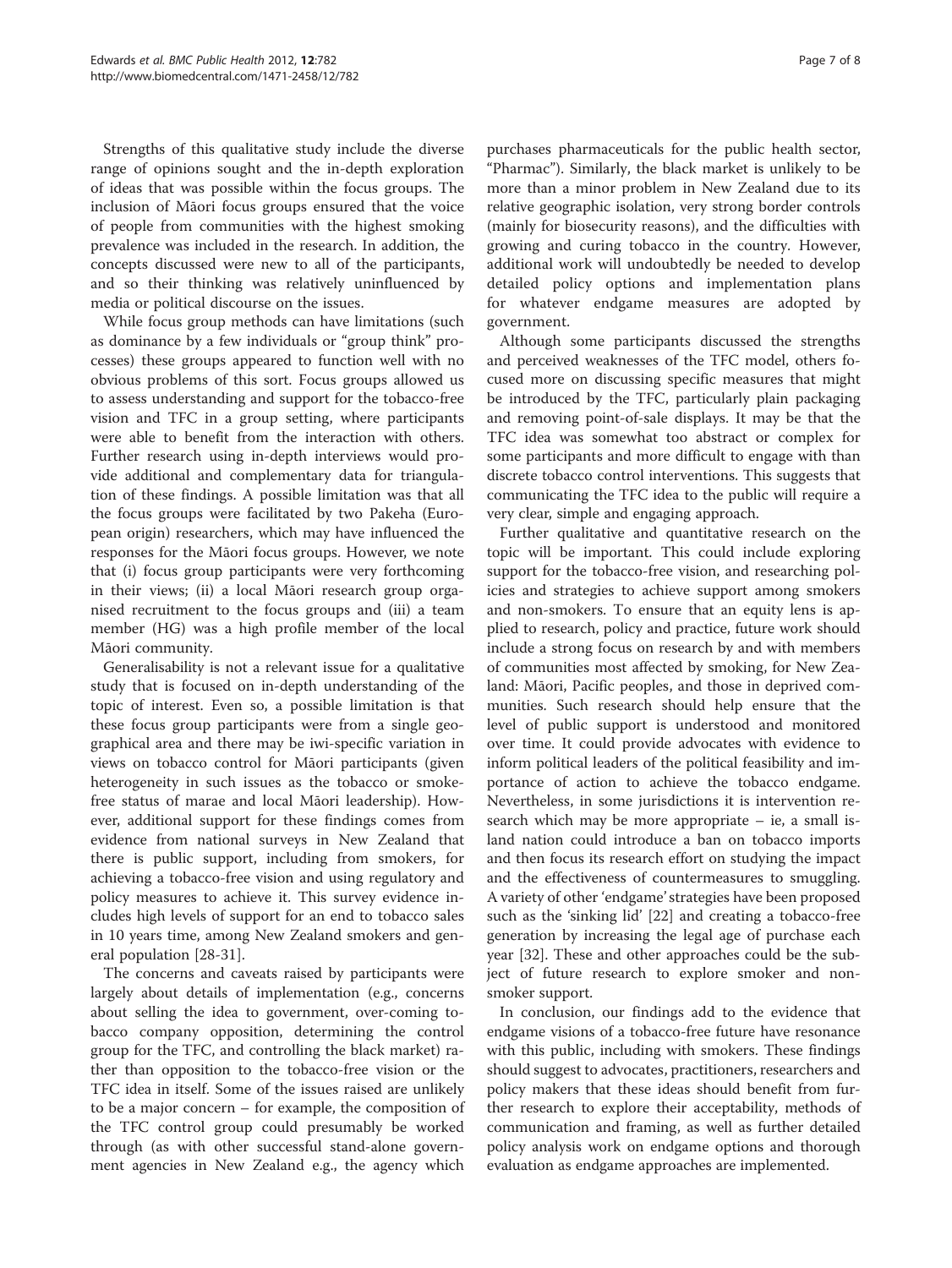Strengths of this qualitative study include the diverse range of opinions sought and the in-depth exploration of ideas that was possible within the focus groups. The inclusion of Māori focus groups ensured that the voice of people from communities with the highest smoking prevalence was included in the research. In addition, the concepts discussed were new to all of the participants, and so their thinking was relatively uninfluenced by media or political discourse on the issues.

While focus group methods can have limitations (such as dominance by a few individuals or "group think" processes) these groups appeared to function well with no obvious problems of this sort. Focus groups allowed us to assess understanding and support for the tobacco-free vision and TFC in a group setting, where participants were able to benefit from the interaction with others. Further research using in-depth interviews would provide additional and complementary data for triangulation of these findings. A possible limitation was that all the focus groups were facilitated by two Pakeha (European origin) researchers, which may have influenced the responses for the Māori focus groups. However, we note that (i) focus group participants were very forthcoming in their views; (ii) a local Māori research group organised recruitment to the focus groups and (iii) a team member (HG) was a high profile member of the local Māori community.

Generalisability is not a relevant issue for a qualitative study that is focused on in-depth understanding of the topic of interest. Even so, a possible limitation is that these focus group participants were from a single geographical area and there may be iwi-specific variation in views on tobacco control for Māori participants (given heterogeneity in such issues as the tobacco or smokefree status of marae and local Māori leadership). However, additional support for these findings comes from evidence from national surveys in New Zealand that there is public support, including from smokers, for achieving a tobacco-free vision and using regulatory and policy measures to achieve it. This survey evidence includes high levels of support for an end to tobacco sales in 10 years time, among New Zealand smokers and general population [28-31].

The concerns and caveats raised by participants were largely about details of implementation (e.g., concerns about selling the idea to government, over-coming tobacco company opposition, determining the control group for the TFC, and controlling the black market) rather than opposition to the tobacco-free vision or the TFC idea in itself. Some of the issues raised are unlikely to be a major concern – for example, the composition of the TFC control group could presumably be worked through (as with other successful stand-alone government agencies in New Zealand e.g., the agency which purchases pharmaceuticals for the public health sector, "Pharmac"). Similarly, the black market is unlikely to be more than a minor problem in New Zealand due to its relative geographic isolation, very strong border controls (mainly for biosecurity reasons), and the difficulties with growing and curing tobacco in the country. However, additional work will undoubtedly be needed to develop detailed policy options and implementation plans for whatever endgame measures are adopted by government.

Although some participants discussed the strengths and perceived weaknesses of the TFC model, others focused more on discussing specific measures that might be introduced by the TFC, particularly plain packaging and removing point-of-sale displays. It may be that the TFC idea was somewhat too abstract or complex for some participants and more difficult to engage with than discrete tobacco control interventions. This suggests that communicating the TFC idea to the public will require a very clear, simple and engaging approach.

Further qualitative and quantitative research on the topic will be important. This could include exploring support for the tobacco-free vision, and researching policies and strategies to achieve support among smokers and non-smokers. To ensure that an equity lens is applied to research, policy and practice, future work should include a strong focus on research by and with members of communities most affected by smoking, for New Zealand: Māori, Pacific peoples, and those in deprived communities. Such research should help ensure that the level of public support is understood and monitored over time. It could provide advocates with evidence to inform political leaders of the political feasibility and importance of action to achieve the tobacco endgame. Nevertheless, in some jurisdictions it is intervention research which may be more appropriate – ie, a small island nation could introduce a ban on tobacco imports and then focus its research effort on studying the impact and the effectiveness of countermeasures to smuggling. A variety of other 'endgame' strategies have been proposed such as the 'sinking lid' [22] and creating a tobacco-free generation by increasing the legal age of purchase each year [32]. These and other approaches could be the subject of future research to explore smoker and non-smoker support.

In conclusion, our findings add to the evidence that endgame visions of a tobacco-free future have resonance with this public, including with smokers. These findings should suggest to advocates, practitioners, researchers and policy makers that these ideas should benefit from further research to explore their acceptability, methods of communication and framing, as well as further detailed policy analysis work on endgame options and thorough evaluation as endgame approaches are implemented.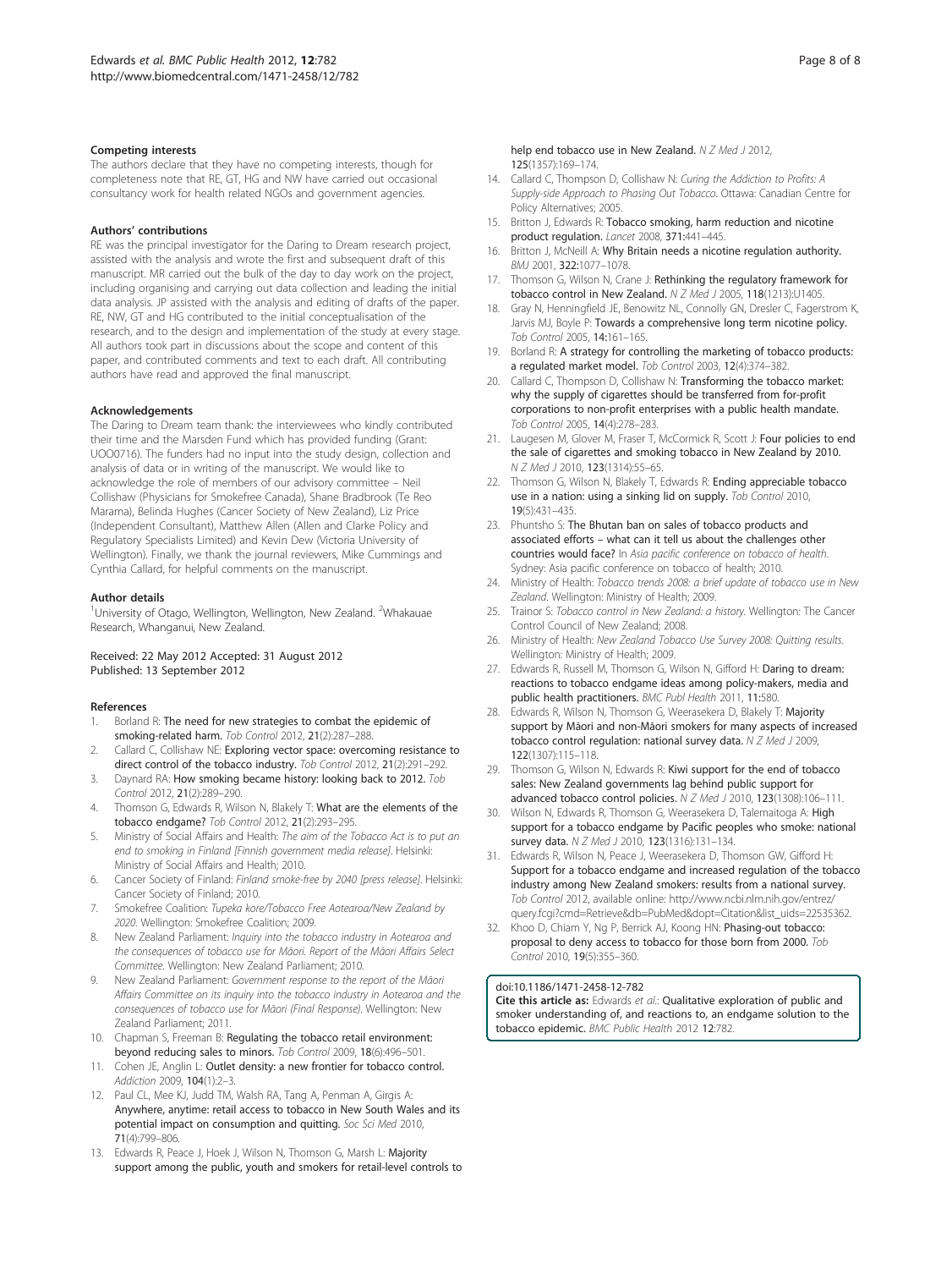### Competing interests

The authors declare that they have no competing interests, though for completeness note that RE, GT, HG and NW have carried out occasional consultancy work for health related NGOs and government agencies.

### Authors' contributions

RE was the principal investigator for the Daring to Dream research project, assisted with the analysis and wrote the first and subsequent draft of this manuscript. MR carried out the bulk of the day to day work on the project, including organising and carrying out data collection and leading the initial data analysis. JP assisted with the analysis and editing of drafts of the paper. RE, NW, GT and HG contributed to the initial conceptualisation of the research, and to the design and implementation of the study at every stage. All authors took part in discussions about the scope and content of this paper, and contributed comments and text to each draft. All contributing authors have read and approved the final manuscript.

### Acknowledgements

The Daring to Dream team thank: the interviewees who kindly contributed their time and the Marsden Fund which has provided funding (Grant: UOO0716). The funders had no input into the study design, collection and analysis of data or in writing of the manuscript. We would like to acknowledge the role of members of our advisory committee – Neil Collishaw (Physicians for Smokefree Canada), Shane Bradbrook (Te Reo Marama), Belinda Hughes (Cancer Society of New Zealand), Liz Price (Independent Consultant), Matthew Allen (Allen and Clarke Policy and Regulatory Specialists Limited) and Kevin Dew (Victoria University of Wellington). Finally, we thank the journal reviewers, Mike Cummings and Cynthia Callard, for helpful comments on the manuscript.

### Author details

[1]University of Otago, Wellington, Wellington, New Zealand. [2]Whakauae Research, Whanganui, New Zealand.

Received: 22 May 2012 Accepted: 31 August 2012
Published: 13 September 2012

### References

1. Borland R: **The need for new strategies to combat the epidemic of smoking-related harm.** *Tob Control* 2012, **21**(2):287–288.
2. Callard C, Collishaw NE: **Exploring vector space: overcoming resistance to direct control of the tobacco industry.** *Tob Control* 2012, **21**(2):291–292.
3. Daynard RA: **How smoking became history: looking back to 2012.** *Tob Control* 2012, **21**(2):289–290.
4. Thomson G, Edwards R, Wilson N, Blakely T: **What are the elements of the tobacco endgame?** *Tob Control* 2012, **21**(2):293–295.
5. Ministry of Social Affairs and Health: *The aim of the Tobacco Act is to put an end to smoking in Finland [Finnish government media release]*. Helsinki: Ministry of Social Affairs and Health; 2010.
6. Cancer Society of Finland: *Finland smoke-free by 2040 [press release]*. Helsinki: Cancer Society of Finland; 2010.
7. Smokefree Coalition: *Tupeka kore/Tobacco Free Aotearoa/New Zealand by 2020*. Wellington: Smokefree Coalition; 2009.
8. New Zealand Parliament: *Inquiry into the tobacco industry in Aotearoa and the consequences of tobacco use for Māori. Report of the Māori Affairs Select Committee*. Wellington: New Zealand Parliament; 2010.
9. New Zealand Parliament: *Government response to the report of the Māori Affairs Committee on its inquiry into the tobacco industry in Aotearoa and the consequences of tobacco use for Māori (Final Response)*. Wellington: New Zealand Parliament; 2011.
10. Chapman S, Freeman B: **Regulating the tobacco retail environment: beyond reducing sales to minors.** *Tob Control* 2009, **18**(6):496–501.
11. Cohen JE, Anglin L: **Outlet density: a new frontier for tobacco control.** *Addiction* 2009, **104**(1):2–3.
12. Paul CL, Mee KJ, Judd TM, Walsh RA, Tang A, Penman A, Girgis A: **Anywhere, anytime: retail access to tobacco in New South Wales and its potential impact on consumption and quitting.** *Soc Sci Med* 2010, **71**(4):799–806.
13. Edwards R, Peace J, Hoek J, Wilson N, Thomson G, Marsh L: **Majority support among the public, youth and smokers for retail-level controls to help end tobacco use in New Zealand.** *N Z Med J* 2012, **125**(1357):169–174.
14. Callard C, Thompson D, Collishaw N: *Curing the Addiction to Profits: A Supply-side Approach to Phasing Out Tobacco*. Ottawa: Canadian Centre for Policy Alternatives; 2005.
15. Britton J, Edwards R: **Tobacco smoking, harm reduction and nicotine product regulation.** *Lancet* 2008, **371:**441–445.
16. Britton J, McNeill A: **Why Britain needs a nicotine regulation authority.** *BMJ* 2001, **322:**1077–1078.
17. Thomson G, Wilson N, Crane J: **Rethinking the regulatory framework for tobacco control in New Zealand.** *N Z Med J* 2005, **118**(1213):U1405.
18. Gray N, Henningfield JE, Benowitz NL, Connolly GN, Dresler C, Fagerstrom K, Jarvis MJ, Boyle P: **Towards a comprehensive long term nicotine policy.** *Tob Control* 2005, **14:**161–165.
19. Borland R: **A strategy for controlling the marketing of tobacco products: a regulated market model.** *Tob Control* 2003, **12**(4):374–382.
20. Callard C, Thompson D, Collishaw N: **Transforming the tobacco market: why the supply of cigarettes should be transferred from for-profit corporations to non-profit enterprises with a public health mandate.** *Tob Control* 2005, **14**(4):278–283.
21. Laugesen M, Glover M, Fraser T, McCormick R, Scott J: **Four policies to end the sale of cigarettes and smoking tobacco in New Zealand by 2010.** *N Z Med J* 2010, **123**(1314):55–65.
22. Thomson G, Wilson N, Blakely T, Edwards R: **Ending appreciable tobacco use in a nation: using a sinking lid on supply.** *Tob Control* 2010, **19**(5):431–435.
23. Phuntsho S: **The Bhutan ban on sales of tobacco products and associated efforts – what can it tell us about the challenges other countries would face?** In *Asia pacific conference on tobacco of health*. Sydney: Asia pacific conference on tobacco of health; 2010.
24. Ministry of Health: *Tobacco trends 2008: a brief update of tobacco use in New Zealand*. Wellington: Ministry of Health; 2009.
25. Trainor S: *Tobacco control in New Zealand: a history*. Wellington: The Cancer Control Council of New Zealand; 2008.
26. Ministry of Health: *New Zealand Tobacco Use Survey 2008: Quitting results*. Wellington: Ministry of Health; 2009.
27. Edwards R, Russell M, Thomson G, Wilson N, Gifford H: **Daring to dream: reactions to tobacco endgame ideas among policy-makers, media and public health practitioners.** *BMC Publ Health* 2011, **11:**580.
28. Edwards R, Wilson N, Thomson G, Weerasekera D, Blakely T: **Majority support by Māori and non-Māori smokers for many aspects of increased tobacco control regulation: national survey data.** *N Z Med J* 2009, **122**(1307):115–118.
29. Thomson G, Wilson N, Edwards R: **Kiwi support for the end of tobacco sales: New Zealand governments lag behind public support for advanced tobacco control policies.** *N Z Med J* 2010, **123**(1308):106–111.
30. Wilson N, Edwards R, Thomson G, Weerasekera D, Talemaitoga A: **High support for a tobacco endgame by Pacific peoples who smoke: national survey data.** *N Z Med J* 2010, **123**(1316):131–134.
31. Edwards R, Wilson N, Peace J, Weerasekera D, Thomson GW, Gifford H: **Support for a tobacco endgame and increased regulation of the tobacco industry among New Zealand smokers: results from a national survey.** *Tob Control* 2012, available online: http://www.ncbi.nlm.nih.gov/entrez/query.fcgi?cmd=Retrieve&db=PubMed&dopt=Citation&list_uids=22535362.
32. Khoo D, Chiam Y, Ng P, Berrick AJ, Koong HN: **Phasing-out tobacco: proposal to deny access to tobacco for those born from 2000.** *Tob Control* 2010, **19**(5):355–360.

doi:10.1186/1471-2458-12-782

**Cite this article as:** Edwards *et al.*: Qualitative exploration of public and smoker understanding of, and reactions to, an endgame solution to the tobacco epidemic. *BMC Public Health* 2012 **12**:782.